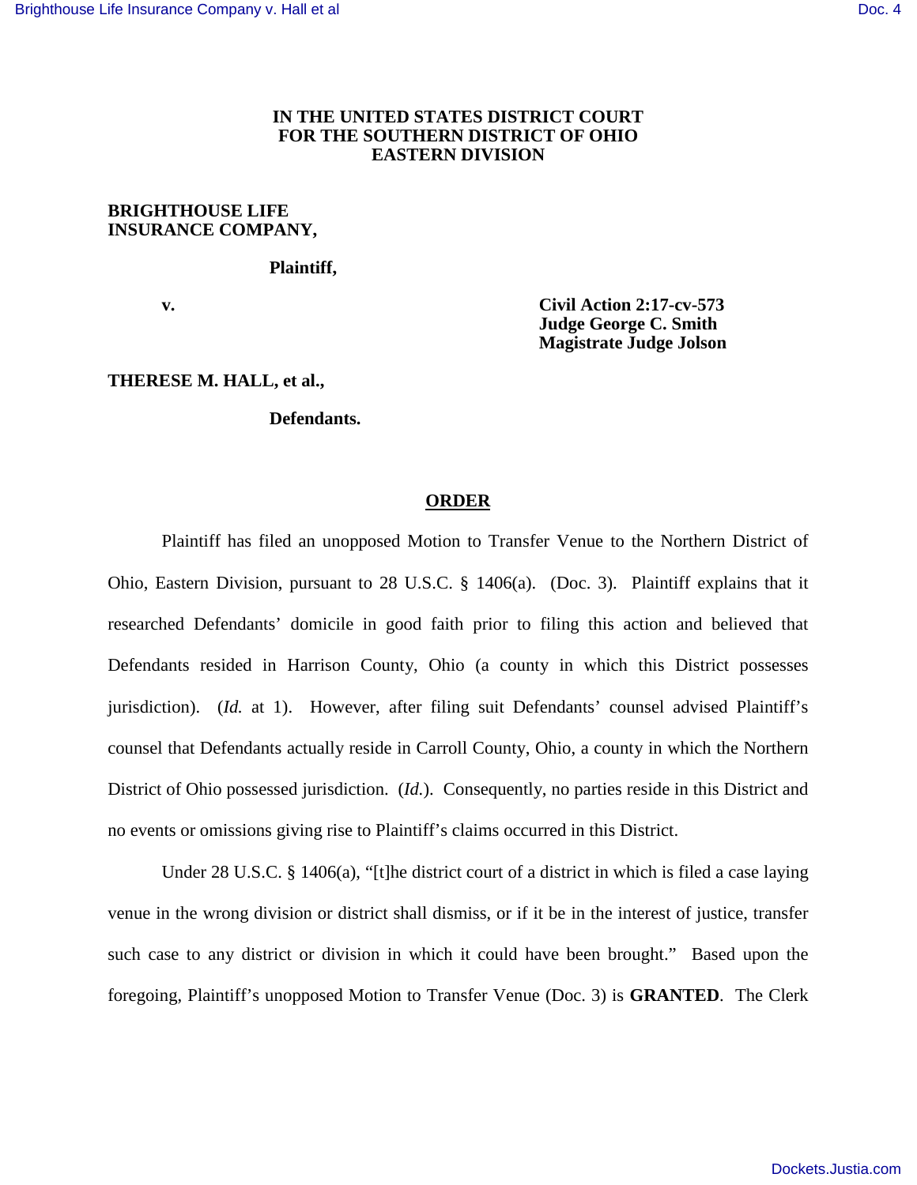**IN THE UNITED STATES DISTRICT COURT**
**FOR THE SOUTHERN DISTRICT OF OHIO**
**EASTERN DIVISION**

**BRIGHTHOUSE LIFE INSURANCE COMPANY,**

**Plaintiff,**

**v.**

**Civil Action 2:17-cv-573**
**Judge George C. Smith**
**Magistrate Judge Jolson**

**THERESE M. HALL, et al.,**

**Defendants.**

# ORDER

Plaintiff has filed an unopposed Motion to Transfer Venue to the Northern District of Ohio, Eastern Division, pursuant to 28 U.S.C. § 1406(a). (Doc. 3). Plaintiff explains that it researched Defendants' domicile in good faith prior to filing this action and believed that Defendants resided in Harrison County, Ohio (a county in which this District possesses jurisdiction). (*Id.* at 1). However, after filing suit Defendants' counsel advised Plaintiff's counsel that Defendants actually reside in Carroll County, Ohio, a county in which the Northern District of Ohio possessed jurisdiction. (*Id.*). Consequently, no parties reside in this District and no events or omissions giving rise to Plaintiff's claims occurred in this District.

Under 28 U.S.C. § 1406(a), "[t]he district court of a district in which is filed a case laying venue in the wrong division or district shall dismiss, or if it be in the interest of justice, transfer such case to any district or division in which it could have been brought." Based upon the foregoing, Plaintiff's unopposed Motion to Transfer Venue (Doc. 3) is **GRANTED**. The Clerk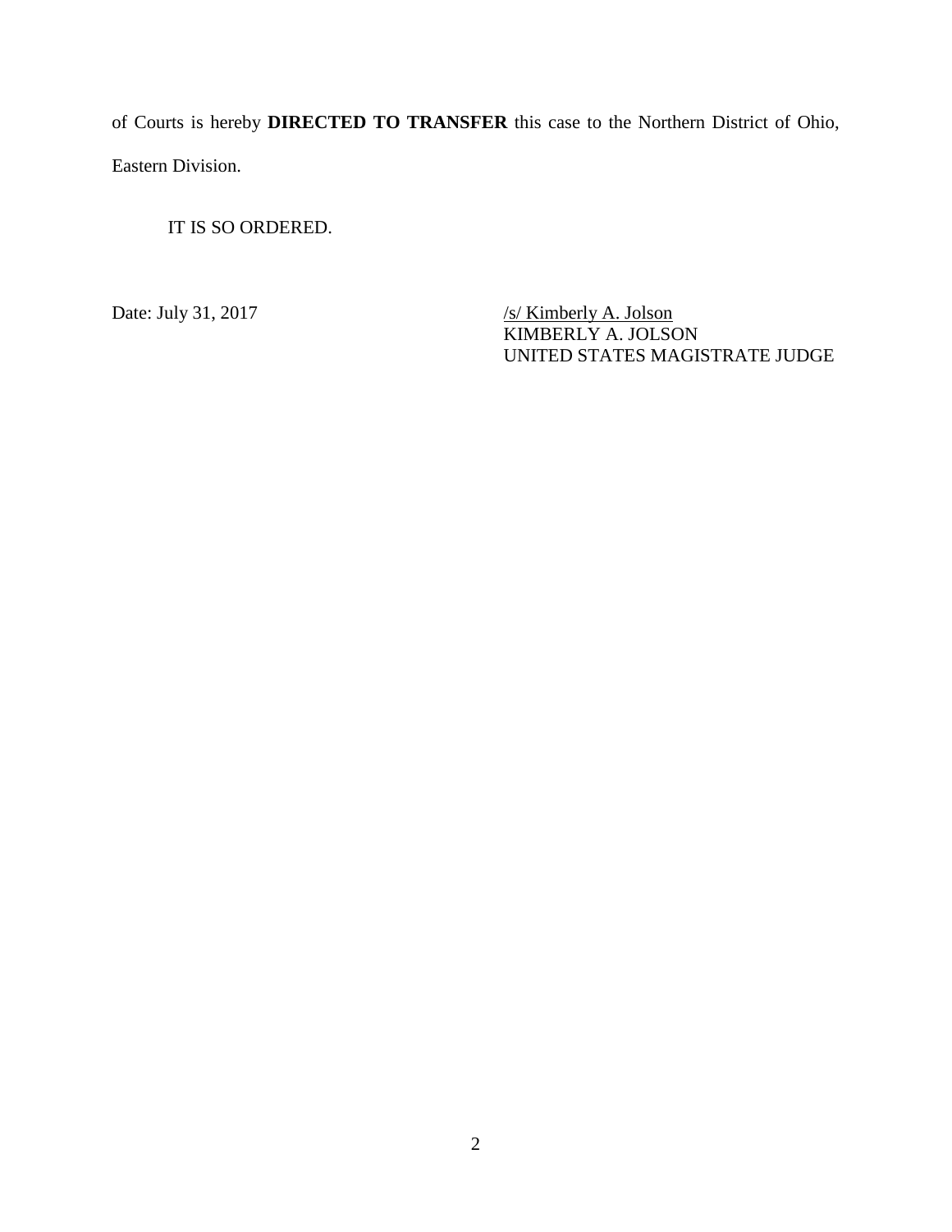of Courts is hereby **DIRECTED TO TRANSFER** this case to the Northern District of Ohio, Eastern Division.

IT IS SO ORDERED.

Date: July 31, 2017

/s/ Kimberly A. Jolson
KIMBERLY A. JOLSON
UNITED STATES MAGISTRATE JUDGE